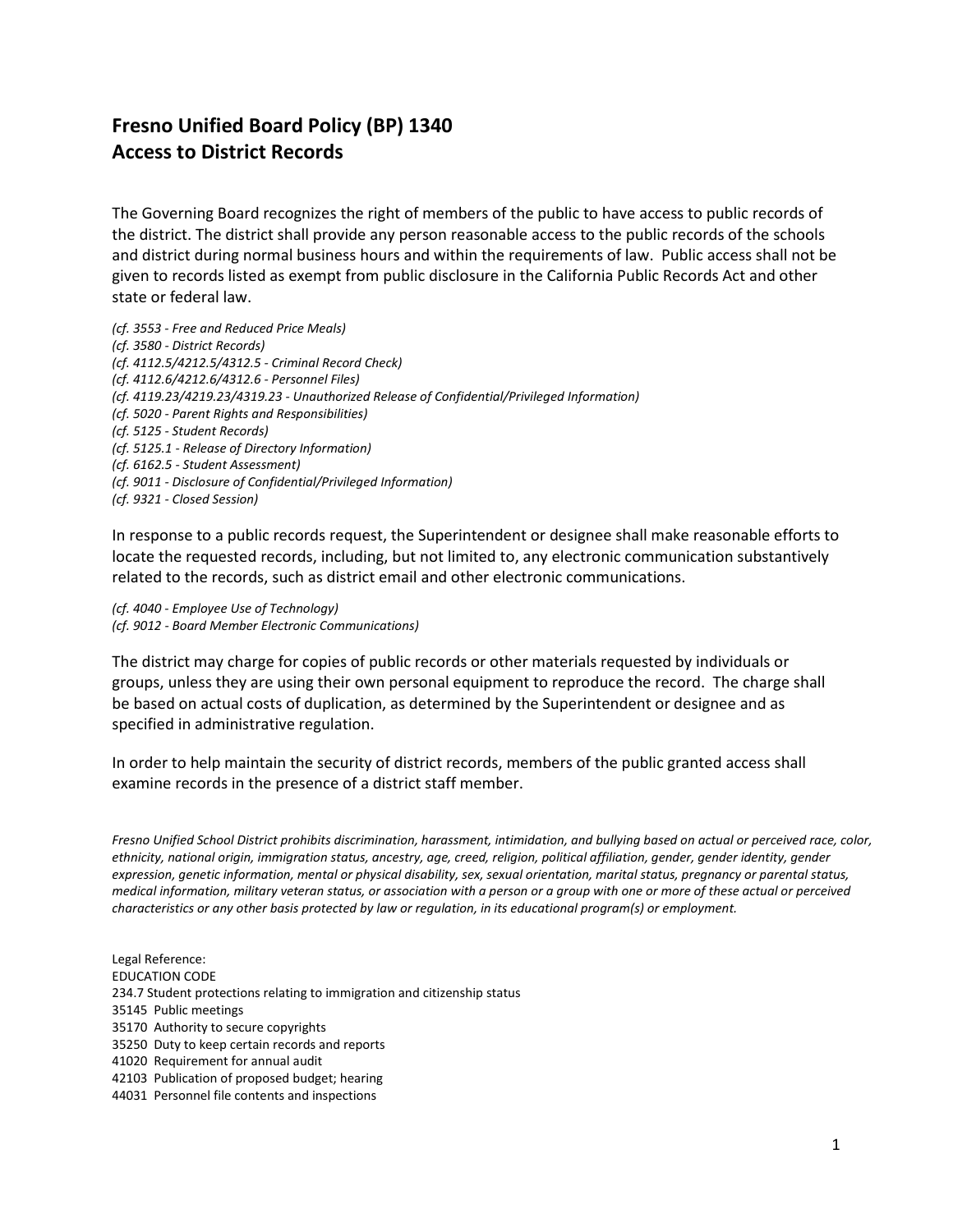# Fresno Unified Board Policy (BP) 1340
# Access to District Records

The Governing Board recognizes the right of members of the public to have access to public records of the district. The district shall provide any person reasonable access to the public records of the schools and district during normal business hours and within the requirements of law. Public access shall not be given to records listed as exempt from public disclosure in the California Public Records Act and other state or federal law.

*(cf. 3553 - Free and Reduced Price Meals)*
*(cf. 3580 - District Records)*
*(cf. 4112.5/4212.5/4312.5 - Criminal Record Check)*
*(cf. 4112.6/4212.6/4312.6 - Personnel Files)*
*(cf. 4119.23/4219.23/4319.23 - Unauthorized Release of Confidential/Privileged Information)*
*(cf. 5020 - Parent Rights and Responsibilities)*
*(cf. 5125 - Student Records)*
*(cf. 5125.1 - Release of Directory Information)*
*(cf. 6162.5 - Student Assessment)*
*(cf. 9011 - Disclosure of Confidential/Privileged Information)*
*(cf. 9321 - Closed Session)*

In response to a public records request, the Superintendent or designee shall make reasonable efforts to locate the requested records, including, but not limited to, any electronic communication substantively related to the records, such as district email and other electronic communications.

*(cf. 4040 - Employee Use of Technology)*
*(cf. 9012 - Board Member Electronic Communications)*

The district may charge for copies of public records or other materials requested by individuals or groups, unless they are using their own personal equipment to reproduce the record. The charge shall be based on actual costs of duplication, as determined by the Superintendent or designee and as specified in administrative regulation.

In order to help maintain the security of district records, members of the public granted access shall examine records in the presence of a district staff member.

*Fresno Unified School District prohibits discrimination, harassment, intimidation, and bullying based on actual or perceived race, color, ethnicity, national origin, immigration status, ancestry, age, creed, religion, political affiliation, gender, gender identity, gender expression, genetic information, mental or physical disability, sex, sexual orientation, marital status, pregnancy or parental status, medical information, military veteran status, or association with a person or a group with one or more of these actual or perceived characteristics or any other basis protected by law or regulation, in its educational program(s) or employment.*

Legal Reference:
EDUCATION CODE
234.7 Student protections relating to immigration and citizenship status
35145 Public meetings
35170 Authority to secure copyrights
35250 Duty to keep certain records and reports
41020 Requirement for annual audit
42103 Publication of proposed budget; hearing
44031 Personnel file contents and inspections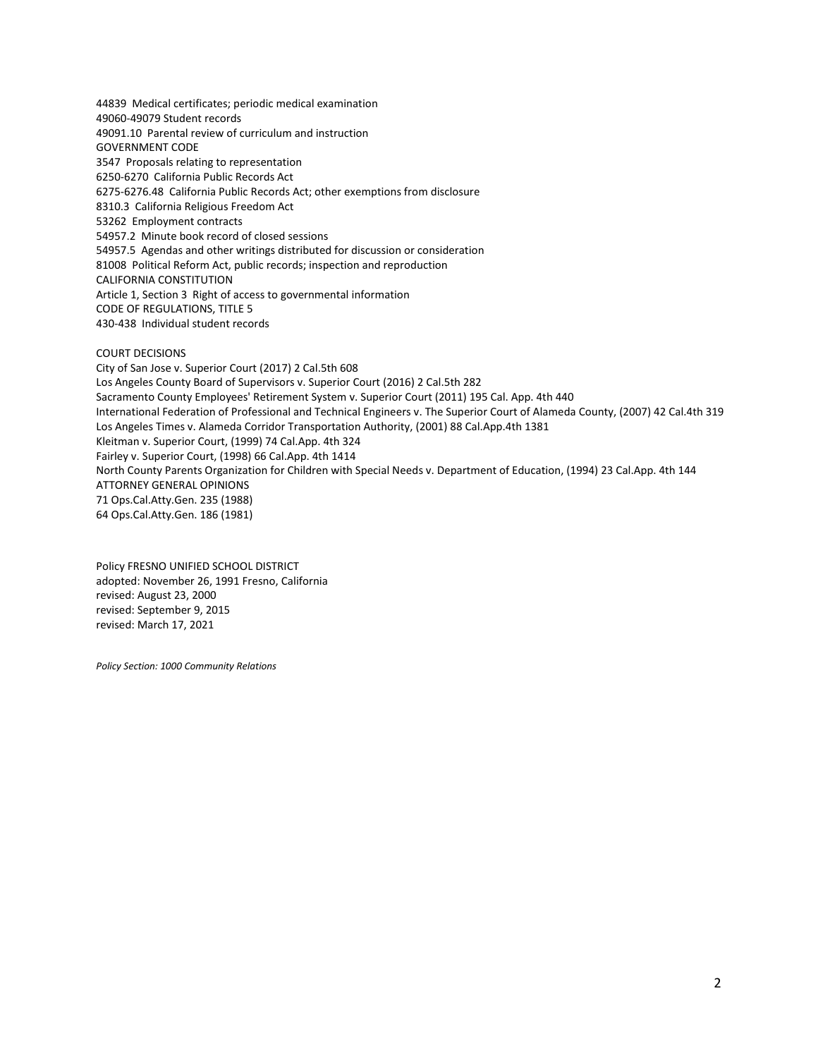44839 Medical certificates; periodic medical examination
49060-49079 Student records
49091.10 Parental review of curriculum and instruction
GOVERNMENT CODE
3547 Proposals relating to representation
6250-6270 California Public Records Act
6275-6276.48 California Public Records Act; other exemptions from disclosure
8310.3 California Religious Freedom Act
53262 Employment contracts
54957.2 Minute book record of closed sessions
54957.5 Agendas and other writings distributed for discussion or consideration
81008 Political Reform Act, public records; inspection and reproduction
CALIFORNIA CONSTITUTION
Article 1, Section 3 Right of access to governmental information
CODE OF REGULATIONS, TITLE 5
430-438 Individual student records

COURT DECISIONS
City of San Jose v. Superior Court (2017) 2 Cal.5th 608
Los Angeles County Board of Supervisors v. Superior Court (2016) 2 Cal.5th 282
Sacramento County Employees' Retirement System v. Superior Court (2011) 195 Cal. App. 4th 440
International Federation of Professional and Technical Engineers v. The Superior Court of Alameda County, (2007) 42 Cal.4th 319
Los Angeles Times v. Alameda Corridor Transportation Authority, (2001) 88 Cal.App.4th 1381
Kleitman v. Superior Court, (1999) 74 Cal.App. 4th 324
Fairley v. Superior Court, (1998) 66 Cal.App. 4th 1414
North County Parents Organization for Children with Special Needs v. Department of Education, (1994) 23 Cal.App. 4th 144
ATTORNEY GENERAL OPINIONS
71 Ops.Cal.Atty.Gen. 235 (1988)
64 Ops.Cal.Atty.Gen. 186 (1981)

Policy FRESNO UNIFIED SCHOOL DISTRICT
adopted: November 26, 1991 Fresno, California
revised: August 23, 2000
revised: September 9, 2015
revised: March 17, 2021

*Policy Section: 1000 Community Relations*